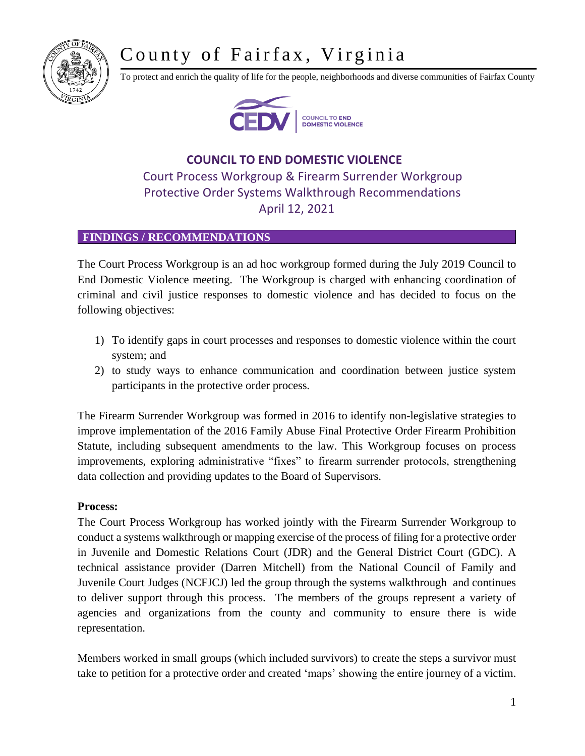# County of Fairfax, Virginia

To protect and enrich the quality of life for the people, neighborhoods and diverse communities of Fairfax County

CEDV | COUNCIL TO END DOMESTIC VIOLENCE

## COUNCIL TO END DOMESTIC VIOLENCE

### Court Process Workgroup & Firearm Surrender Workgroup
### Protective Order Systems Walkthrough Recommendations
### April 12, 2021

## FINDINGS / RECOMMENDATIONS

The Court Process Workgroup is an ad hoc workgroup formed during the July 2019 Council to End Domestic Violence meeting. The Workgroup is charged with enhancing coordination of criminal and civil justice responses to domestic violence and has decided to focus on the following objectives:

1) To identify gaps in court processes and responses to domestic violence within the court system; and
2) to study ways to enhance communication and coordination between justice system participants in the protective order process.

The Firearm Surrender Workgroup was formed in 2016 to identify non-legislative strategies to improve implementation of the 2016 Family Abuse Final Protective Order Firearm Prohibition Statute, including subsequent amendments to the law. This Workgroup focuses on process improvements, exploring administrative "fixes" to firearm surrender protocols, strengthening data collection and providing updates to the Board of Supervisors.

**Process:**

The Court Process Workgroup has worked jointly with the Firearm Surrender Workgroup to conduct a systems walkthrough or mapping exercise of the process of filing for a protective order in Juvenile and Domestic Relations Court (JDR) and the General District Court (GDC). A technical assistance provider (Darren Mitchell) from the National Council of Family and Juvenile Court Judges (NCFJCJ) led the group through the systems walkthrough and continues to deliver support through this process. The members of the groups represent a variety of agencies and organizations from the county and community to ensure there is wide representation.

Members worked in small groups (which included survivors) to create the steps a survivor must take to petition for a protective order and created 'maps' showing the entire journey of a victim.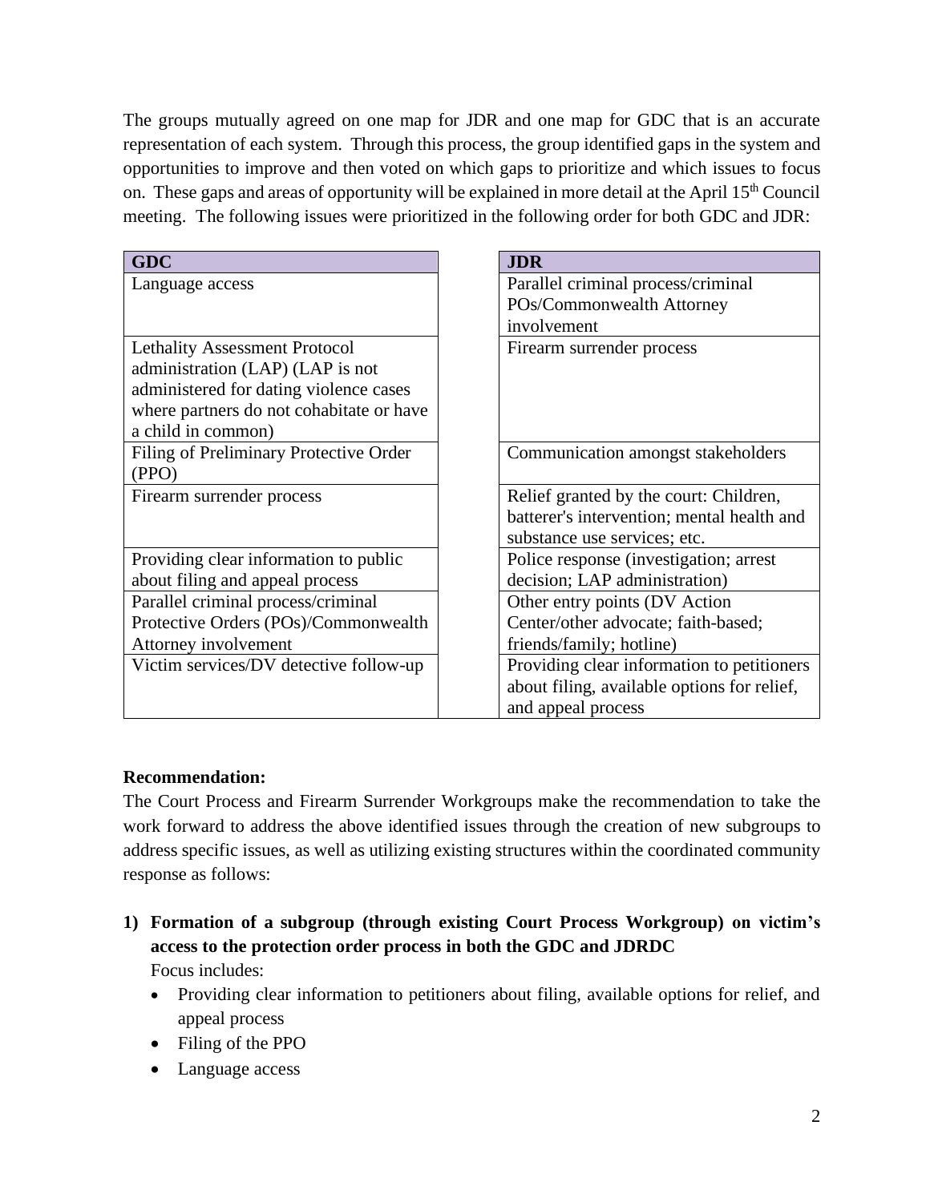The groups mutually agreed on one map for JDR and one map for GDC that is an accurate representation of each system. Through this process, the group identified gaps in the system and opportunities to improve and then voted on which gaps to prioritize and which issues to focus on. These gaps and areas of opportunity will be explained in more detail at the April 15th Council meeting. The following issues were prioritized in the following order for both GDC and JDR:

| GDC |
|---|
| Language access |
| Lethality Assessment Protocol administration (LAP) (LAP is not administered for dating violence cases where partners do not cohabitate or have a child in common) |
| Filing of Preliminary Protective Order (PPO) |
| Firearm surrender process |
| Providing clear information to public about filing and appeal process |
| Parallel criminal process/criminal Protective Orders (POs)/Commonwealth Attorney involvement |
| Victim services/DV detective follow-up |

| JDR |
|---|
| Parallel criminal process/criminal POs/Commonwealth Attorney involvement |
| Firearm surrender process |
| Communication amongst stakeholders |
| Relief granted by the court: Children, batterer's intervention; mental health and substance use services; etc. |
| Police response (investigation; arrest decision; LAP administration) |
| Other entry points (DV Action Center/other advocate; faith-based; friends/family; hotline) |
| Providing clear information to petitioners about filing, available options for relief, and appeal process |

**Recommendation:**

The Court Process and Firearm Surrender Workgroups make the recommendation to take the work forward to address the above identified issues through the creation of new subgroups to address specific issues, as well as utilizing existing structures within the coordinated community response as follows:

1) **Formation of a subgroup (through existing Court Process Workgroup) on victim's access to the protection order process in both the GDC and JDRDC**

   Focus includes:

   - Providing clear information to petitioners about filing, available options for relief, and appeal process
   - Filing of the PPO
   - Language access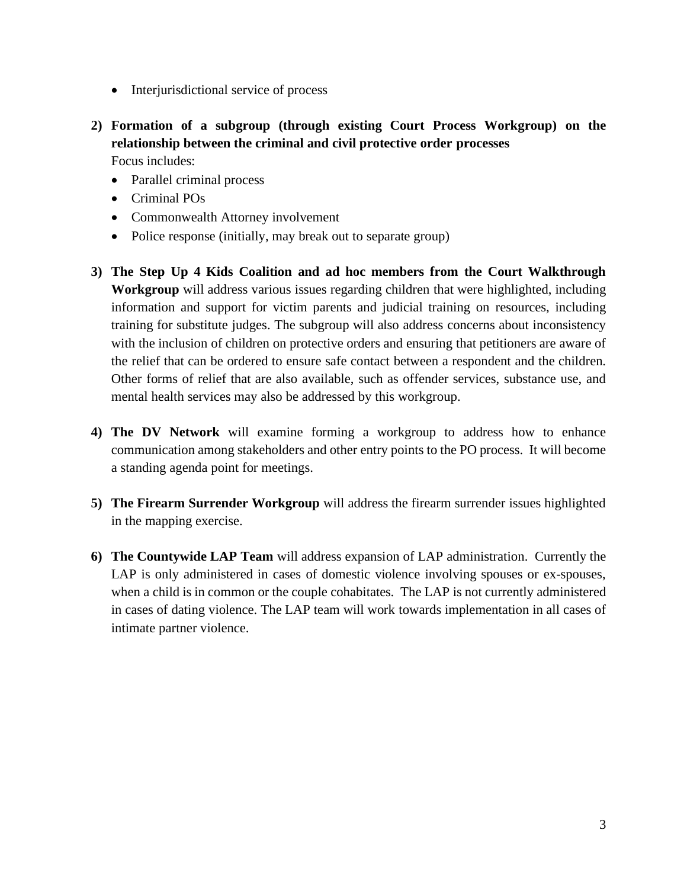- Interjurisdictional service of process

2) **Formation of a subgroup (through existing Court Process Workgroup) on the relationship between the criminal and civil protective order processes**
   Focus includes:
   - Parallel criminal process
   - Criminal POs
   - Commonwealth Attorney involvement
   - Police response (initially, may break out to separate group)

3) **The Step Up 4 Kids Coalition and ad hoc members from the Court Walkthrough Workgroup** will address various issues regarding children that were highlighted, including information and support for victim parents and judicial training on resources, including training for substitute judges. The subgroup will also address concerns about inconsistency with the inclusion of children on protective orders and ensuring that petitioners are aware of the relief that can be ordered to ensure safe contact between a respondent and the children. Other forms of relief that are also available, such as offender services, substance use, and mental health services may also be addressed by this workgroup.

4) **The DV Network** will examine forming a workgroup to address how to enhance communication among stakeholders and other entry points to the PO process. It will become a standing agenda point for meetings.

5) **The Firearm Surrender Workgroup** will address the firearm surrender issues highlighted in the mapping exercise.

6) **The Countywide LAP Team** will address expansion of LAP administration. Currently the LAP is only administered in cases of domestic violence involving spouses or ex-spouses, when a child is in common or the couple cohabitates. The LAP is not currently administered in cases of dating violence. The LAP team will work towards implementation in all cases of intimate partner violence.